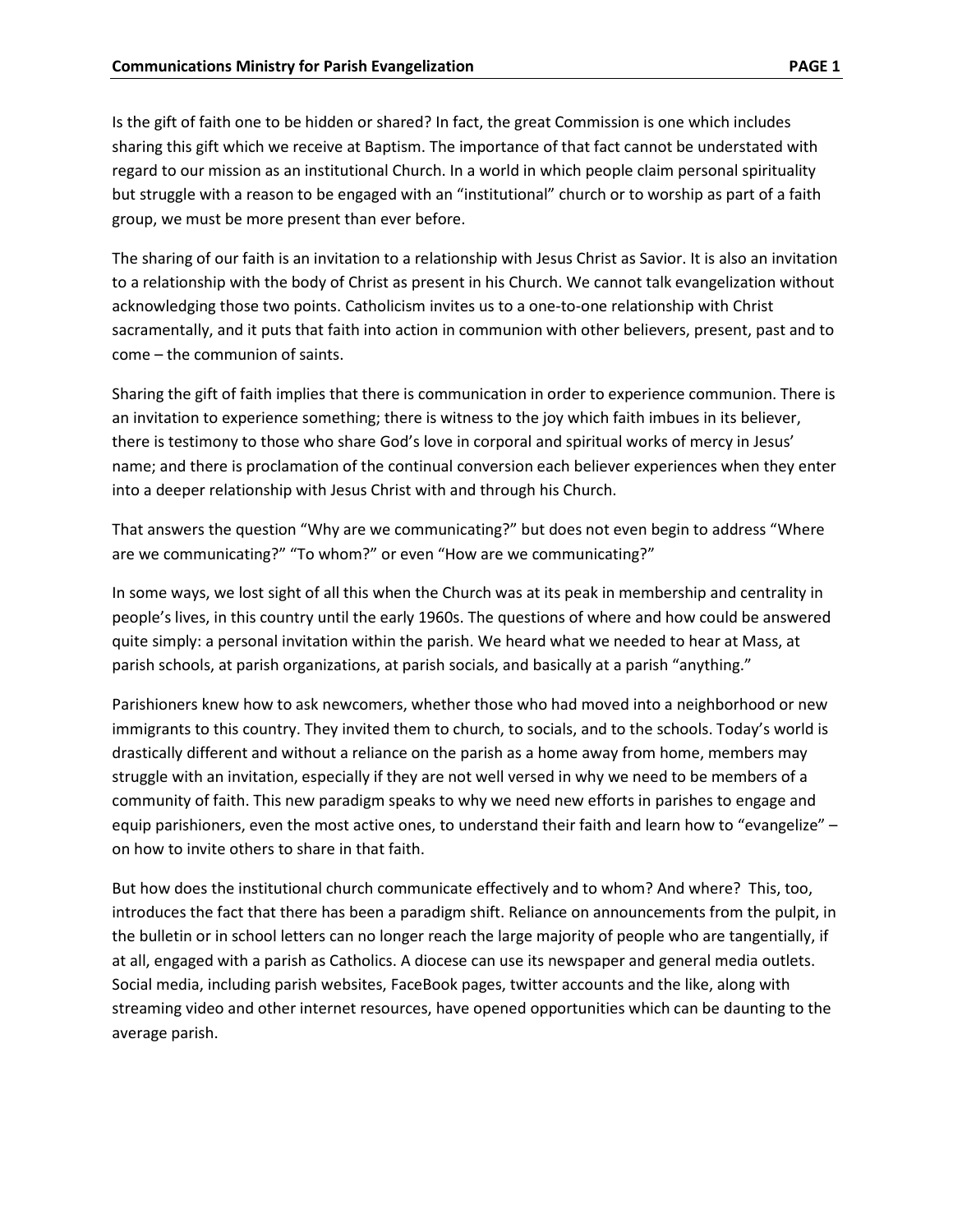Is the gift of faith one to be hidden or shared? In fact, the great Commission is one which includes sharing this gift which we receive at Baptism. The importance of that fact cannot be understated with regard to our mission as an institutional Church. In a world in which people claim personal spirituality but struggle with a reason to be engaged with an "institutional" church or to worship as part of a faith group, we must be more present than ever before.

The sharing of our faith is an invitation to a relationship with Jesus Christ as Savior. It is also an invitation to a relationship with the body of Christ as present in his Church. We cannot talk evangelization without acknowledging those two points. Catholicism invites us to a one-to-one relationship with Christ sacramentally, and it puts that faith into action in communion with other believers, present, past and to come – the communion of saints.

Sharing the gift of faith implies that there is communication in order to experience communion. There is an invitation to experience something; there is witness to the joy which faith imbues in its believer, there is testimony to those who share God's love in corporal and spiritual works of mercy in Jesus' name; and there is proclamation of the continual conversion each believer experiences when they enter into a deeper relationship with Jesus Christ with and through his Church.

That answers the question "Why are we communicating?" but does not even begin to address "Where are we communicating?" "To whom?" or even "How are we communicating?"

In some ways, we lost sight of all this when the Church was at its peak in membership and centrality in people's lives, in this country until the early 1960s. The questions of where and how could be answered quite simply: a personal invitation within the parish. We heard what we needed to hear at Mass, at parish schools, at parish organizations, at parish socials, and basically at a parish "anything."

Parishioners knew how to ask newcomers, whether those who had moved into a neighborhood or new immigrants to this country. They invited them to church, to socials, and to the schools. Today's world is drastically different and without a reliance on the parish as a home away from home, members may struggle with an invitation, especially if they are not well versed in why we need to be members of a community of faith. This new paradigm speaks to why we need new efforts in parishes to engage and equip parishioners, even the most active ones, to understand their faith and learn how to "evangelize" – on how to invite others to share in that faith.

But how does the institutional church communicate effectively and to whom? And where? This, too, introduces the fact that there has been a paradigm shift. Reliance on announcements from the pulpit, in the bulletin or in school letters can no longer reach the large majority of people who are tangentially, if at all, engaged with a parish as Catholics. A diocese can use its newspaper and general media outlets. Social media, including parish websites, FaceBook pages, twitter accounts and the like, along with streaming video and other internet resources, have opened opportunities which can be daunting to the average parish.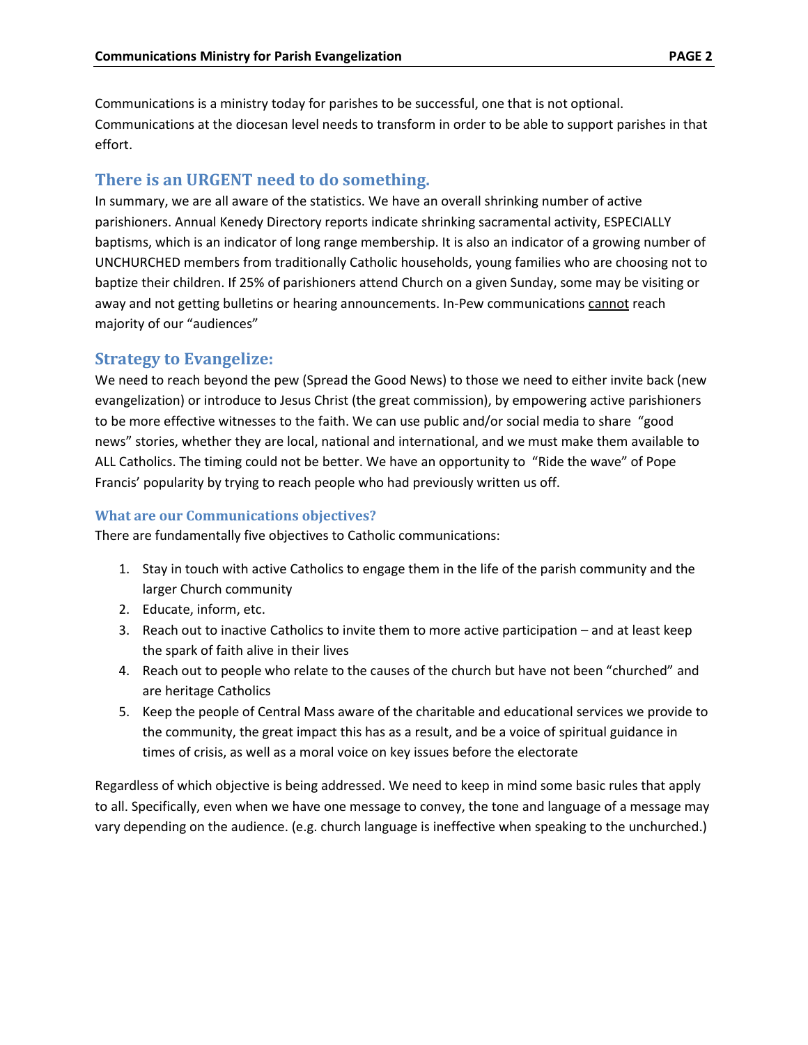Communications is a ministry today for parishes to be successful, one that is not optional. Communications at the diocesan level needs to transform in order to be able to support parishes in that effort.

## There is an URGENT need to do something.

In summary, we are all aware of the statistics. We have an overall shrinking number of active parishioners. Annual Kenedy Directory reports indicate shrinking sacramental activity, ESPECIALLY baptisms, which is an indicator of long range membership. It is also an indicator of a growing number of UNCHURCHED members from traditionally Catholic households, young families who are choosing not to baptize their children. If 25% of parishioners attend Church on a given Sunday, some may be visiting or away and not getting bulletins or hearing announcements. In-Pew communications <u>cannot</u> reach majority of our "audiences"

## Strategy to Evangelize:

We need to reach beyond the pew (Spread the Good News) to those we need to either invite back (new evangelization) or introduce to Jesus Christ (the great commission), by empowering active parishioners to be more effective witnesses to the faith. We can use public and/or social media to share "good news" stories, whether they are local, national and international, and we must make them available to ALL Catholics. The timing could not be better. We have an opportunity to "Ride the wave" of Pope Francis' popularity by trying to reach people who had previously written us off.

### What are our Communications objectives?

There are fundamentally five objectives to Catholic communications:

1. Stay in touch with active Catholics to engage them in the life of the parish community and the larger Church community
2. Educate, inform, etc.
3. Reach out to inactive Catholics to invite them to more active participation – and at least keep the spark of faith alive in their lives
4. Reach out to people who relate to the causes of the church but have not been "churched" and are heritage Catholics
5. Keep the people of Central Mass aware of the charitable and educational services we provide to the community, the great impact this has as a result, and be a voice of spiritual guidance in times of crisis, as well as a moral voice on key issues before the electorate

Regardless of which objective is being addressed. We need to keep in mind some basic rules that apply to all. Specifically, even when we have one message to convey, the tone and language of a message may vary depending on the audience. (e.g. church language is ineffective when speaking to the unchurched.)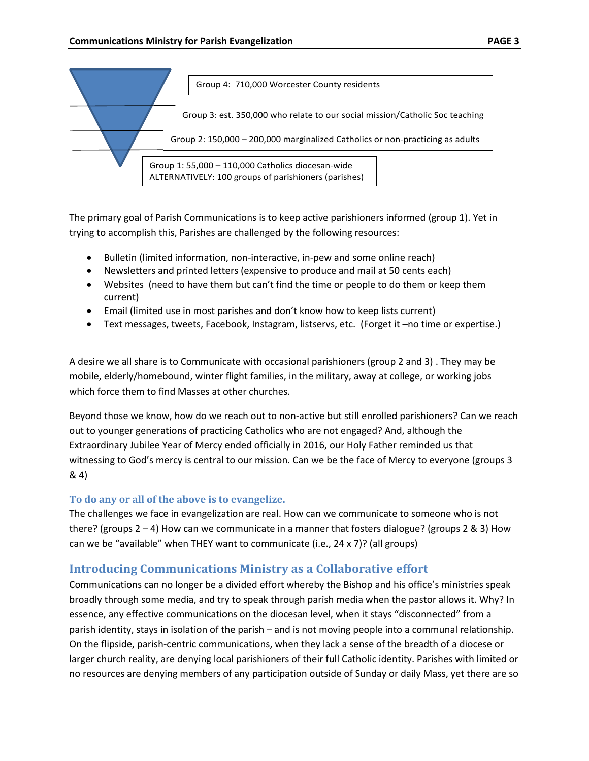Group 4: 710,000 Worcester County residents

Group 3: est. 350,000 who relate to our social mission/Catholic Soc teaching

Group 2: 150,000 – 200,000 marginalized Catholics or non-practicing as adults

Group 1: 55,000 – 110,000 Catholics diocesan-wide
ALTERNATIVELY: 100 groups of parishioners (parishes)

The primary goal of Parish Communications is to keep active parishioners informed (group 1). Yet in trying to accomplish this, Parishes are challenged by the following resources:

- Bulletin (limited information, non-interactive, in-pew and some online reach)
- Newsletters and printed letters (expensive to produce and mail at 50 cents each)
- Websites (need to have them but can't find the time or people to do them or keep them current)
- Email (limited use in most parishes and don't know how to keep lists current)
- Text messages, tweets, Facebook, Instagram, listservs, etc. (Forget it –no time or expertise.)

A desire we all share is to Communicate with occasional parishioners (group 2 and 3) . They may be mobile, elderly/homebound, winter flight families, in the military, away at college, or working jobs which force them to find Masses at other churches.

Beyond those we know, how do we reach out to non-active but still enrolled parishioners? Can we reach out to younger generations of practicing Catholics who are not engaged? And, although the Extraordinary Jubilee Year of Mercy ended officially in 2016, our Holy Father reminded us that witnessing to God's mercy is central to our mission. Can we be the face of Mercy to everyone (groups 3 & 4)

### To do any or all of the above is to evangelize.

The challenges we face in evangelization are real. How can we communicate to someone who is not there? (groups 2 – 4) How can we communicate in a manner that fosters dialogue? (groups 2 & 3) How can we be "available" when THEY want to communicate (i.e., 24 x 7)? (all groups)

## Introducing Communications Ministry as a Collaborative effort

Communications can no longer be a divided effort whereby the Bishop and his office's ministries speak broadly through some media, and try to speak through parish media when the pastor allows it. Why? In essence, any effective communications on the diocesan level, when it stays "disconnected" from a parish identity, stays in isolation of the parish – and is not moving people into a communal relationship. On the flipside, parish-centric communications, when they lack a sense of the breadth of a diocese or larger church reality, are denying local parishioners of their full Catholic identity. Parishes with limited or no resources are denying members of any participation outside of Sunday or daily Mass, yet there are so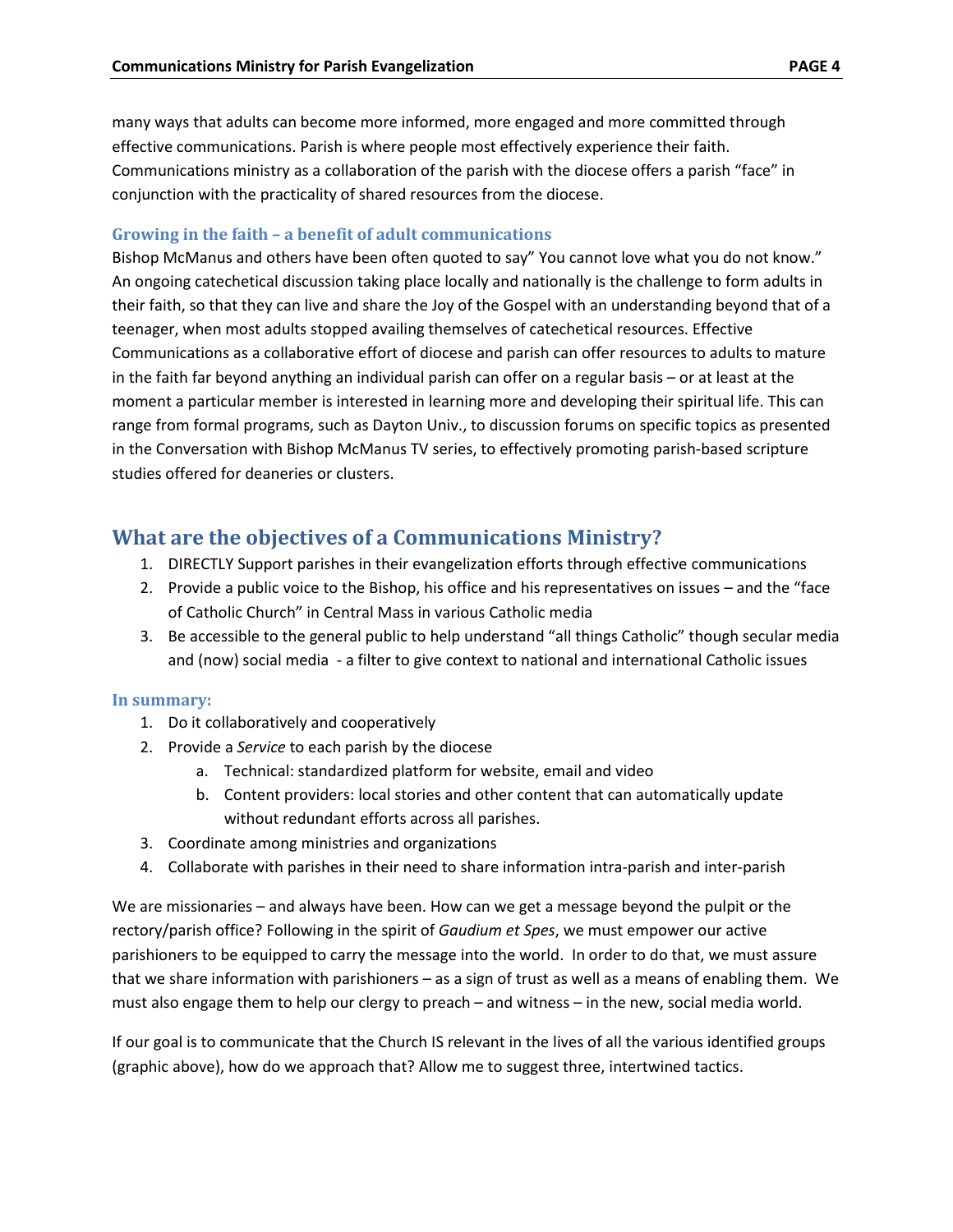many ways that adults can become more informed, more engaged and more committed through effective communications. Parish is where people most effectively experience their faith. Communications ministry as a collaboration of the parish with the diocese offers a parish "face" in conjunction with the practicality of shared resources from the diocese.

### Growing in the faith – a benefit of adult communications

Bishop McManus and others have been often quoted to say" You cannot love what you do not know." An ongoing catechetical discussion taking place locally and nationally is the challenge to form adults in their faith, so that they can live and share the Joy of the Gospel with an understanding beyond that of a teenager, when most adults stopped availing themselves of catechetical resources. Effective Communications as a collaborative effort of diocese and parish can offer resources to adults to mature in the faith far beyond anything an individual parish can offer on a regular basis – or at least at the moment a particular member is interested in learning more and developing their spiritual life. This can range from formal programs, such as Dayton Univ., to discussion forums on specific topics as presented in the Conversation with Bishop McManus TV series, to effectively promoting parish-based scripture studies offered for deaneries or clusters.

## What are the objectives of a Communications Ministry?

1. DIRECTLY Support parishes in their evangelization efforts through effective communications
2. Provide a public voice to the Bishop, his office and his representatives on issues – and the "face of Catholic Church" in Central Mass in various Catholic media
3. Be accessible to the general public to help understand "all things Catholic" though secular media and (now) social media - a filter to give context to national and international Catholic issues

### In summary:

1. Do it collaboratively and cooperatively
2. Provide a *Service* to each parish by the diocese
   a. Technical: standardized platform for website, email and video
   b. Content providers: local stories and other content that can automatically update without redundant efforts across all parishes.
3. Coordinate among ministries and organizations
4. Collaborate with parishes in their need to share information intra-parish and inter-parish

We are missionaries – and always have been. How can we get a message beyond the pulpit or the rectory/parish office? Following in the spirit of *Gaudium et Spes*, we must empower our active parishioners to be equipped to carry the message into the world. In order to do that, we must assure that we share information with parishioners – as a sign of trust as well as a means of enabling them. We must also engage them to help our clergy to preach – and witness – in the new, social media world.

If our goal is to communicate that the Church IS relevant in the lives of all the various identified groups (graphic above), how do we approach that? Allow me to suggest three, intertwined tactics.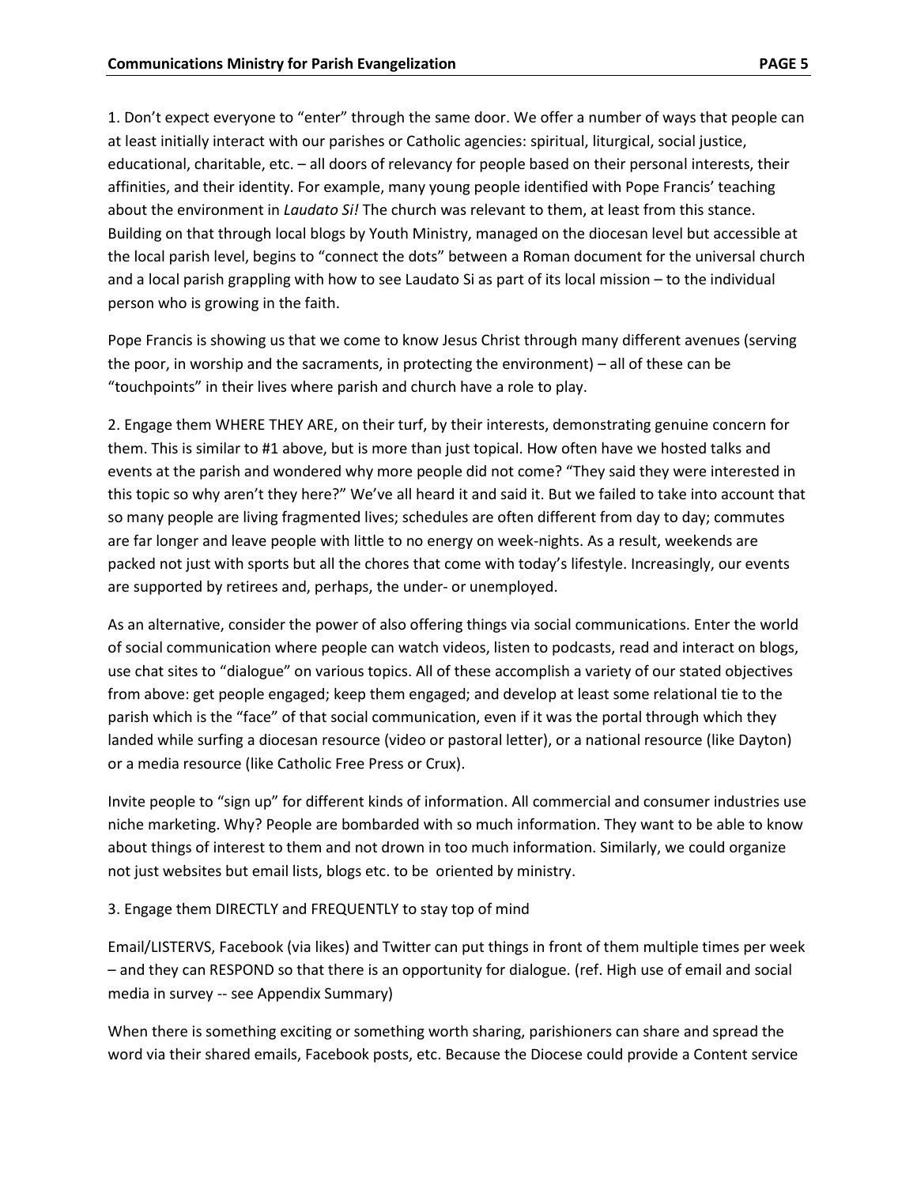1. Don't expect everyone to "enter" through the same door. We offer a number of ways that people can at least initially interact with our parishes or Catholic agencies: spiritual, liturgical, social justice, educational, charitable, etc. – all doors of relevancy for people based on their personal interests, their affinities, and their identity. For example, many young people identified with Pope Francis' teaching about the environment in *Laudato Si!* The church was relevant to them, at least from this stance. Building on that through local blogs by Youth Ministry, managed on the diocesan level but accessible at the local parish level, begins to "connect the dots" between a Roman document for the universal church and a local parish grappling with how to see Laudato Si as part of its local mission – to the individual person who is growing in the faith.

Pope Francis is showing us that we come to know Jesus Christ through many different avenues (serving the poor, in worship and the sacraments, in protecting the environment) – all of these can be "touchpoints" in their lives where parish and church have a role to play.

2. Engage them WHERE THEY ARE, on their turf, by their interests, demonstrating genuine concern for them. This is similar to #1 above, but is more than just topical. How often have we hosted talks and events at the parish and wondered why more people did not come? "They said they were interested in this topic so why aren't they here?" We've all heard it and said it. But we failed to take into account that so many people are living fragmented lives; schedules are often different from day to day; commutes are far longer and leave people with little to no energy on week-nights. As a result, weekends are packed not just with sports but all the chores that come with today's lifestyle. Increasingly, our events are supported by retirees and, perhaps, the under- or unemployed.

As an alternative, consider the power of also offering things via social communications. Enter the world of social communication where people can watch videos, listen to podcasts, read and interact on blogs, use chat sites to "dialogue" on various topics. All of these accomplish a variety of our stated objectives from above: get people engaged; keep them engaged; and develop at least some relational tie to the parish which is the "face" of that social communication, even if it was the portal through which they landed while surfing a diocesan resource (video or pastoral letter), or a national resource (like Dayton) or a media resource (like Catholic Free Press or Crux).

Invite people to "sign up" for different kinds of information. All commercial and consumer industries use niche marketing. Why? People are bombarded with so much information. They want to be able to know about things of interest to them and not drown in too much information. Similarly, we could organize not just websites but email lists, blogs etc. to be oriented by ministry.

3. Engage them DIRECTLY and FREQUENTLY to stay top of mind

Email/LISTERVS, Facebook (via likes) and Twitter can put things in front of them multiple times per week – and they can RESPOND so that there is an opportunity for dialogue. (ref. High use of email and social media in survey -- see Appendix Summary)

When there is something exciting or something worth sharing, parishioners can share and spread the word via their shared emails, Facebook posts, etc. Because the Diocese could provide a Content service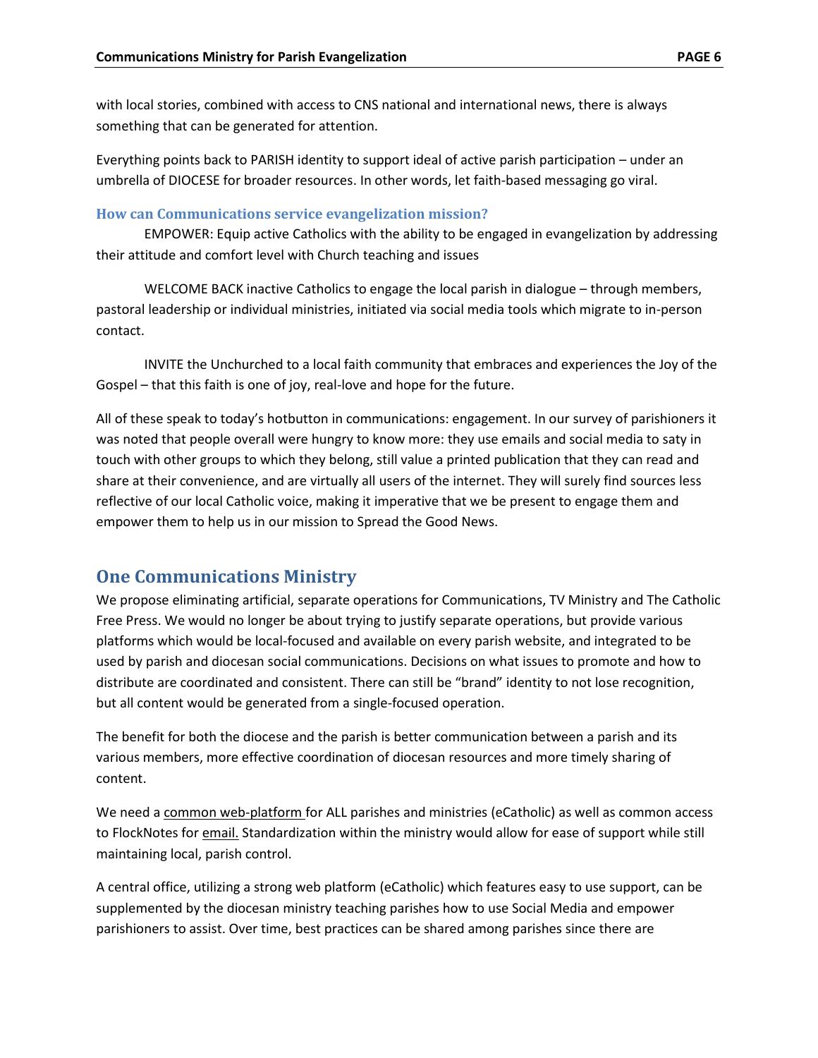with local stories, combined with access to CNS national and international news, there is always something that can be generated for attention.

Everything points back to PARISH identity to support ideal of active parish participation – under an umbrella of DIOCESE for broader resources. In other words, let faith-based messaging go viral.

### How can Communications service evangelization mission?

EMPOWER: Equip active Catholics with the ability to be engaged in evangelization by addressing their attitude and comfort level with Church teaching and issues

WELCOME BACK inactive Catholics to engage the local parish in dialogue – through members, pastoral leadership or individual ministries, initiated via social media tools which migrate to in-person contact.

INVITE the Unchurched to a local faith community that embraces and experiences the Joy of the Gospel – that this faith is one of joy, real-love and hope for the future.

All of these speak to today's hotbutton in communications: engagement. In our survey of parishioners it was noted that people overall were hungry to know more: they use emails and social media to saty in touch with other groups to which they belong, still value a printed publication that they can read and share at their convenience, and are virtually all users of the internet. They will surely find sources less reflective of our local Catholic voice, making it imperative that we be present to engage them and empower them to help us in our mission to Spread the Good News.

## One Communications Ministry

We propose eliminating artificial, separate operations for Communications, TV Ministry and The Catholic Free Press. We would no longer be about trying to justify separate operations, but provide various platforms which would be local-focused and available on every parish website, and integrated to be used by parish and diocesan social communications. Decisions on what issues to promote and how to distribute are coordinated and consistent. There can still be "brand" identity to not lose recognition, but all content would be generated from a single-focused operation.

The benefit for both the diocese and the parish is better communication between a parish and its various members, more effective coordination of diocesan resources and more timely sharing of content.

We need a common web-platform for ALL parishes and ministries (eCatholic) as well as common access to FlockNotes for email. Standardization within the ministry would allow for ease of support while still maintaining local, parish control.

A central office, utilizing a strong web platform (eCatholic) which features easy to use support, can be supplemented by the diocesan ministry teaching parishes how to use Social Media and empower parishioners to assist. Over time, best practices can be shared among parishes since there are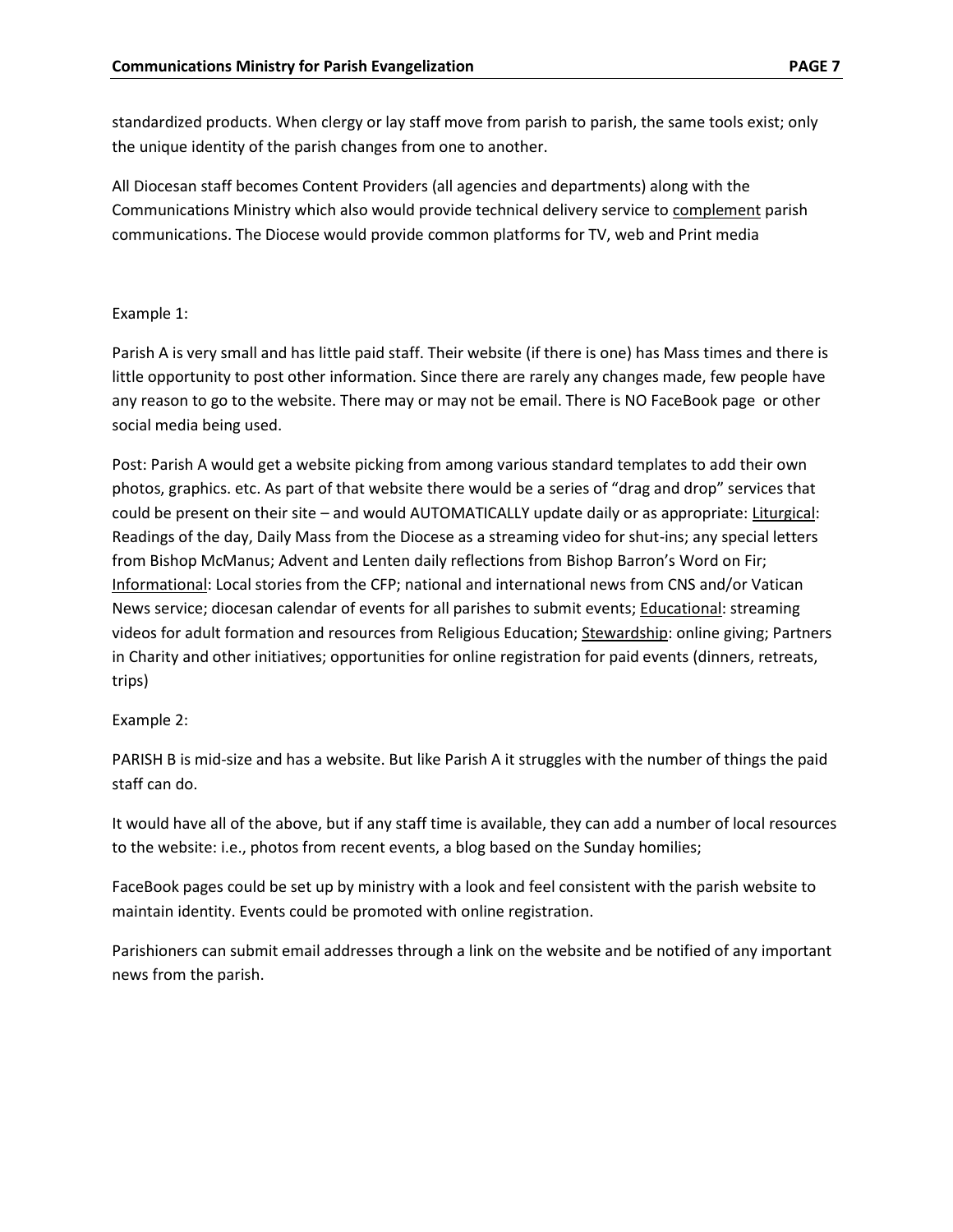standardized products. When clergy or lay staff move from parish to parish, the same tools exist; only the unique identity of the parish changes from one to another.

All Diocesan staff becomes Content Providers (all agencies and departments) along with the Communications Ministry which also would provide technical delivery service to <u>complement</u> parish communications. The Diocese would provide common platforms for TV, web and Print media

Example 1:

Parish A is very small and has little paid staff. Their website (if there is one) has Mass times and there is little opportunity to post other information. Since there are rarely any changes made, few people have any reason to go to the website. There may or may not be email. There is NO FaceBook page or other social media being used.

Post: Parish A would get a website picking from among various standard templates to add their own photos, graphics. etc. As part of that website there would be a series of "drag and drop" services that could be present on their site – and would AUTOMATICALLY update daily or as appropriate: <u>Liturgical</u>: Readings of the day, Daily Mass from the Diocese as a streaming video for shut-ins; any special letters from Bishop McManus; Advent and Lenten daily reflections from Bishop Barron's Word on Fir; <u>Informational</u>: Local stories from the CFP; national and international news from CNS and/or Vatican News service; diocesan calendar of events for all parishes to submit events; <u>Educational</u>: streaming videos for adult formation and resources from Religious Education; <u>Stewardship</u>: online giving; Partners in Charity and other initiatives; opportunities for online registration for paid events (dinners, retreats, trips)

Example 2:

PARISH B is mid-size and has a website. But like Parish A it struggles with the number of things the paid staff can do.

It would have all of the above, but if any staff time is available, they can add a number of local resources to the website: i.e., photos from recent events, a blog based on the Sunday homilies;

FaceBook pages could be set up by ministry with a look and feel consistent with the parish website to maintain identity. Events could be promoted with online registration.

Parishioners can submit email addresses through a link on the website and be notified of any important news from the parish.